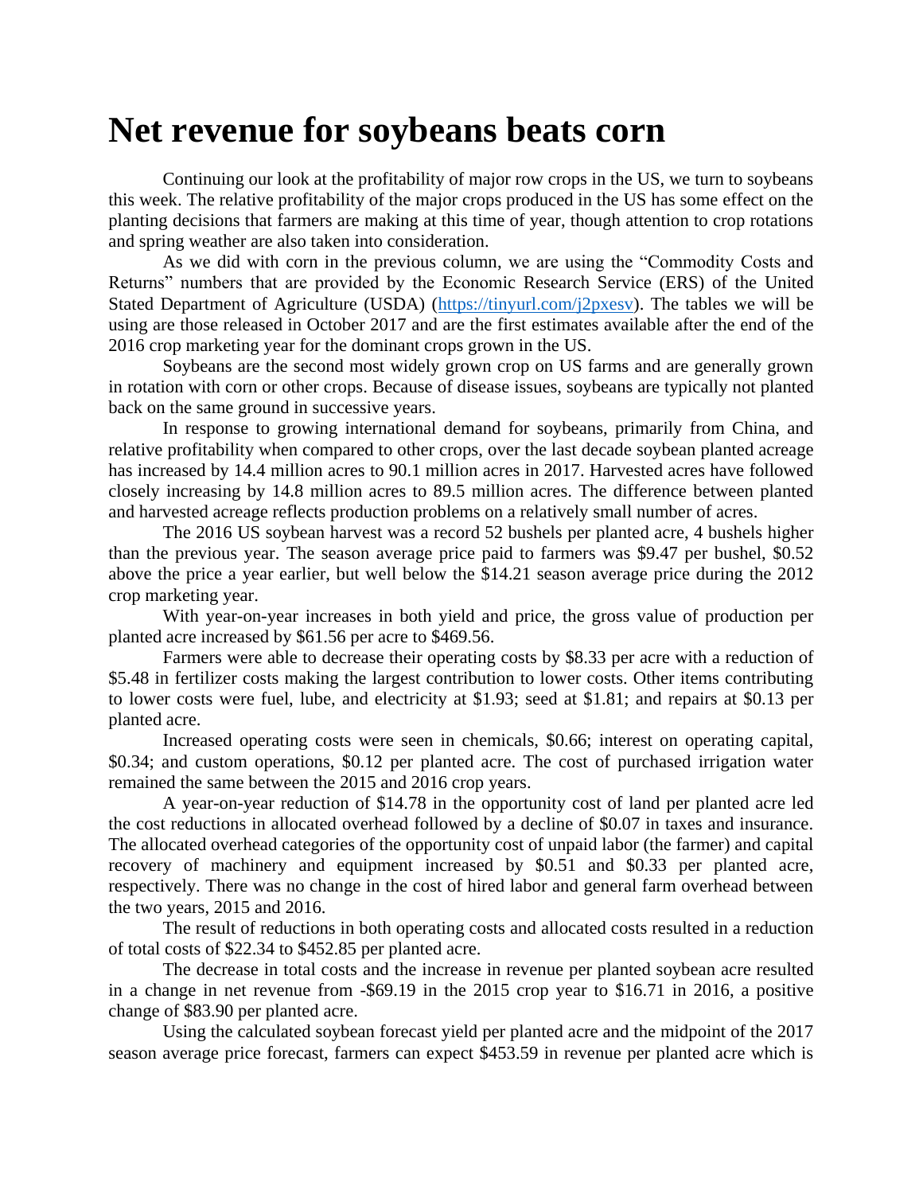# Net revenue for soybeans beats corn

Continuing our look at the profitability of major row crops in the US, we turn to soybeans this week. The relative profitability of the major crops produced in the US has some effect on the planting decisions that farmers are making at this time of year, though attention to crop rotations and spring weather are also taken into consideration.

As we did with corn in the previous column, we are using the "Commodity Costs and Returns" numbers that are provided by the Economic Research Service (ERS) of the United Stated Department of Agriculture (USDA) ([https://tinyurl.com/j2pxesv](https://tinyurl.com/j2pxesv)). The tables we will be using are those released in October 2017 and are the first estimates available after the end of the 2016 crop marketing year for the dominant crops grown in the US.

Soybeans are the second most widely grown crop on US farms and are generally grown in rotation with corn or other crops. Because of disease issues, soybeans are typically not planted back on the same ground in successive years.

In response to growing international demand for soybeans, primarily from China, and relative profitability when compared to other crops, over the last decade soybean planted acreage has increased by 14.4 million acres to 90.1 million acres in 2017. Harvested acres have followed closely increasing by 14.8 million acres to 89.5 million acres. The difference between planted and harvested acreage reflects production problems on a relatively small number of acres.

The 2016 US soybean harvest was a record 52 bushels per planted acre, 4 bushels higher than the previous year. The season average price paid to farmers was $9.47 per bushel, $0.52 above the price a year earlier, but well below the $14.21 season average price during the 2012 crop marketing year.

With year-on-year increases in both yield and price, the gross value of production per planted acre increased by $61.56 per acre to $469.56.

Farmers were able to decrease their operating costs by $8.33 per acre with a reduction of $5.48 in fertilizer costs making the largest contribution to lower costs. Other items contributing to lower costs were fuel, lube, and electricity at $1.93; seed at $1.81; and repairs at $0.13 per planted acre.

Increased operating costs were seen in chemicals, $0.66; interest on operating capital, $0.34; and custom operations, $0.12 per planted acre. The cost of purchased irrigation water remained the same between the 2015 and 2016 crop years.

A year-on-year reduction of $14.78 in the opportunity cost of land per planted acre led the cost reductions in allocated overhead followed by a decline of $0.07 in taxes and insurance. The allocated overhead categories of the opportunity cost of unpaid labor (the farmer) and capital recovery of machinery and equipment increased by $0.51 and $0.33 per planted acre, respectively. There was no change in the cost of hired labor and general farm overhead between the two years, 2015 and 2016.

The result of reductions in both operating costs and allocated costs resulted in a reduction of total costs of $22.34 to $452.85 per planted acre.

The decrease in total costs and the increase in revenue per planted soybean acre resulted in a change in net revenue from -$69.19 in the 2015 crop year to $16.71 in 2016, a positive change of $83.90 per planted acre.

Using the calculated soybean forecast yield per planted acre and the midpoint of the 2017 season average price forecast, farmers can expect $453.59 in revenue per planted acre which is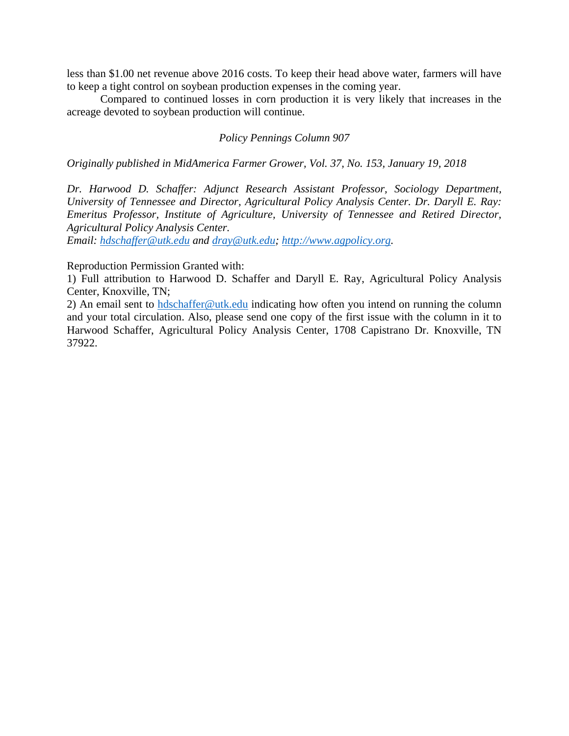less than $1.00 net revenue above 2016 costs. To keep their head above water, farmers will have to keep a tight control on soybean production expenses in the coming year.

Compared to continued losses in corn production it is very likely that increases in the acreage devoted to soybean production will continue.

*Policy Pennings Column 907*

*Originally published in MidAmerica Farmer Grower, Vol. 37, No. 153, January 19, 2018*

*Dr. Harwood D. Schaffer: Adjunct Research Assistant Professor, Sociology Department, University of Tennessee and Director, Agricultural Policy Analysis Center. Dr. Daryll E. Ray: Emeritus Professor, Institute of Agriculture, University of Tennessee and Retired Director, Agricultural Policy Analysis Center.*
*Email: [hdschaffer@utk.edu](mailto:hdschaffer@utk.edu) and [dray@utk.edu](mailto:dray@utk.edu); [http://www.agpolicy.org](http://www.agpolicy.org).*

Reproduction Permission Granted with:
1) Full attribution to Harwood D. Schaffer and Daryll E. Ray, Agricultural Policy Analysis Center, Knoxville, TN;
2) An email sent to [hdschaffer@utk.edu](mailto:hdschaffer@utk.edu) indicating how often you intend on running the column and your total circulation. Also, please send one copy of the first issue with the column in it to Harwood Schaffer, Agricultural Policy Analysis Center, 1708 Capistrano Dr. Knoxville, TN 37922.